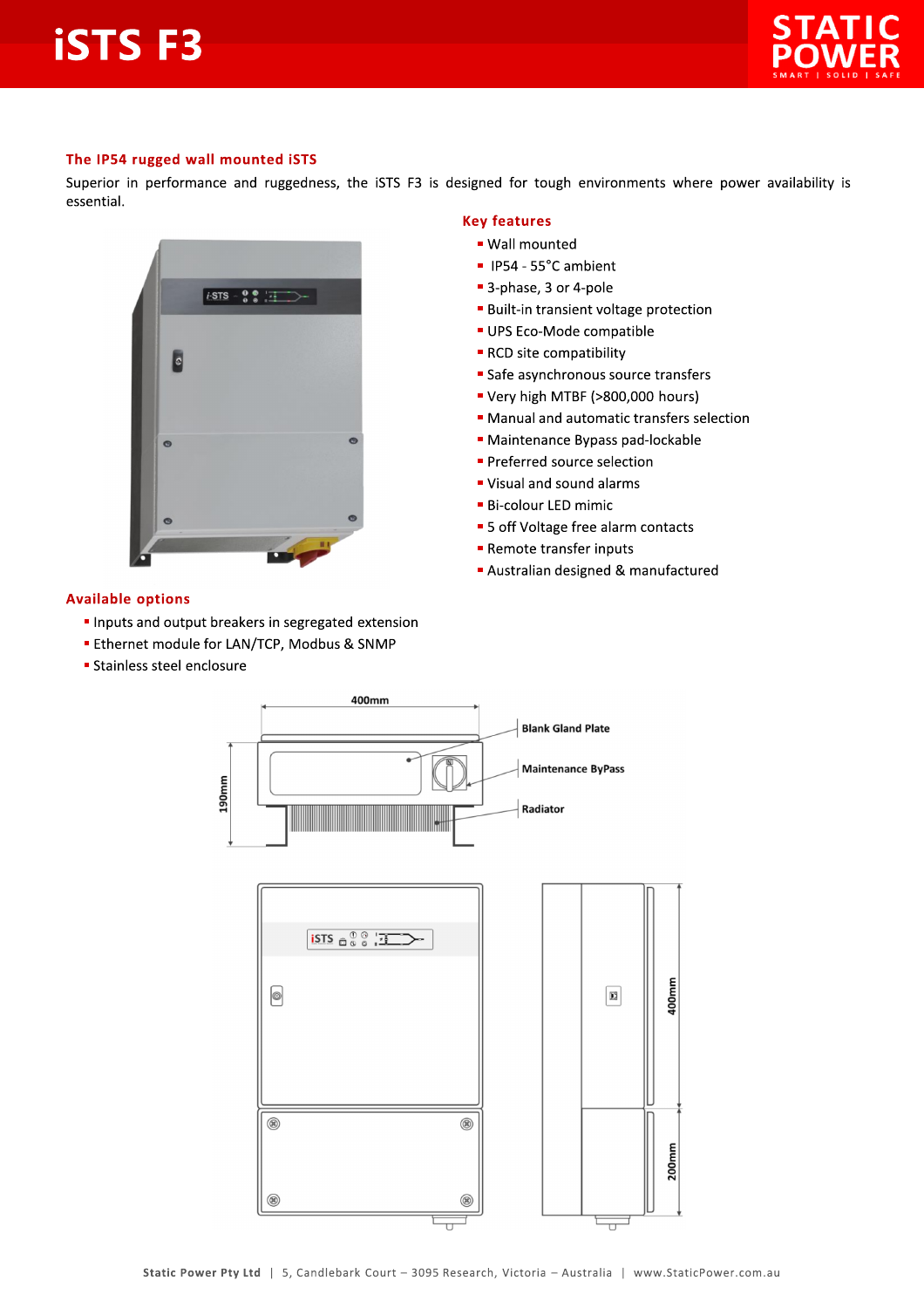# iSTS F3

## The IP54 rugged wall mounted iSTS

Superior in performance and ruggedness, the iSTS F3 is designed for tough environments where power availability is essential.

### Key features

- Wall mounted
- IP54 - 55°C ambient
- 3-phase, 3 or 4-pole
- Built-in transient voltage protection
- UPS Eco-Mode compatible
- RCD site compatibility
- Safe asynchronous source transfers
- Very high MTBF (>800,000 hours)
- Manual and automatic transfers selection
- Maintenance Bypass pad-lockable
- Preferred source selection
- Visual and sound alarms
- Bi-colour LED mimic
- 5 off Voltage free alarm contacts
- Remote transfer inputs
- Australian designed & manufactured

### Available options

- Inputs and output breakers in segregated extension
- Ethernet module for LAN/TCP, Modbus & SNMP
- Stainless steel enclosure

400mm

190mm

Blank Gland Plate

Maintenance ByPass

Radiator

400mm

200mm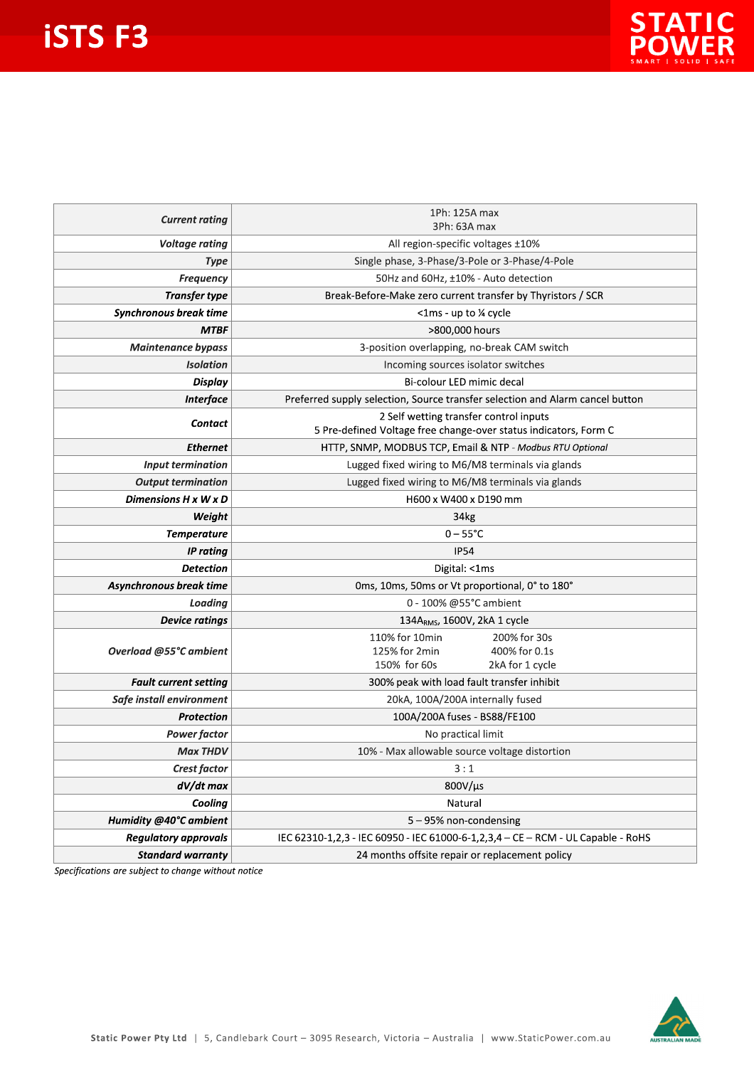# iSTS F3

| | |
|---|---|
| ***Current rating*** | 1Ph: 125A max<br>3Ph: 63A max |
| ***Voltage rating*** | All region-specific voltages ±10% |
| ***Type*** | Single phase, 3-Phase/3-Pole or 3-Phase/4-Pole |
| ***Frequency*** | 50Hz and 60Hz, ±10% - Auto detection |
| ***Transfer type*** | Break-Before-Make zero current transfer by Thyristors / SCR |
| ***Synchronous break time*** | <1ms - up to ¼ cycle |
| ***MTBF*** | >800,000 hours |
| ***Maintenance bypass*** | 3-position overlapping, no-break CAM switch |
| ***Isolation*** | Incoming sources isolator switches |
| ***Display*** | Bi-colour LED mimic decal |
| ***Interface*** | Preferred supply selection, Source transfer selection and Alarm cancel button |
| ***Contact*** | 2 Self wetting transfer control inputs<br>5 Pre-defined Voltage free change-over status indicators, Form C |
| ***Ethernet*** | HTTP, SNMP, MODBUS TCP, Email & NTP - *Modbus RTU Optional* |
| ***Input termination*** | Lugged fixed wiring to M6/M8 terminals via glands |
| ***Output termination*** | Lugged fixed wiring to M6/M8 terminals via glands |
| ***Dimensions H x W x D*** | H600 x W400 x D190 mm |
| ***Weight*** | 34kg |
| ***Temperature*** | 0 – 55°C |
| ***IP rating*** | IP54 |
| ***Detection*** | Digital: <1ms |
| ***Asynchronous break time*** | 0ms, 10ms, 50ms or Vt proportional, 0° to 180° |
| ***Loading*** | 0 - 100% @55°C ambient |
| ***Device ratings*** | 134A$_{RMS}$, 1600V, 2kA 1 cycle |
| ***Overload @55°C ambient*** | 110% for 10min — 200% for 30s<br>125% for 2min — 400% for 0.1s<br>150% for 60s — 2kA for 1 cycle |
| ***Fault current setting*** | 300% peak with load fault transfer inhibit |
| ***Safe install environment*** | 20kA, 100A/200A internally fused |
| ***Protection*** | 100A/200A fuses - BS88/FE100 |
| ***Power factor*** | No practical limit |
| ***Max THDV*** | 10% - Max allowable source voltage distortion |
| ***Crest factor*** | 3 : 1 |
| ***dV/dt max*** | 800V/µs |
| ***Cooling*** | Natural |
| ***Humidity @40°C ambient*** | 5 – 95% non-condensing |
| ***Regulatory approvals*** | IEC 62310-1,2,3 - IEC 60950 - IEC 61000-6-1,2,3,4 – CE – RCM - UL Capable - RoHS |
| ***Standard warranty*** | 24 months offsite repair or replacement policy |

*Specifications are subject to change without notice*

**Static Power Pty Ltd** | 5, Candlebark Court – 3095 Research, Victoria – Australia | www.StaticPower.com.au